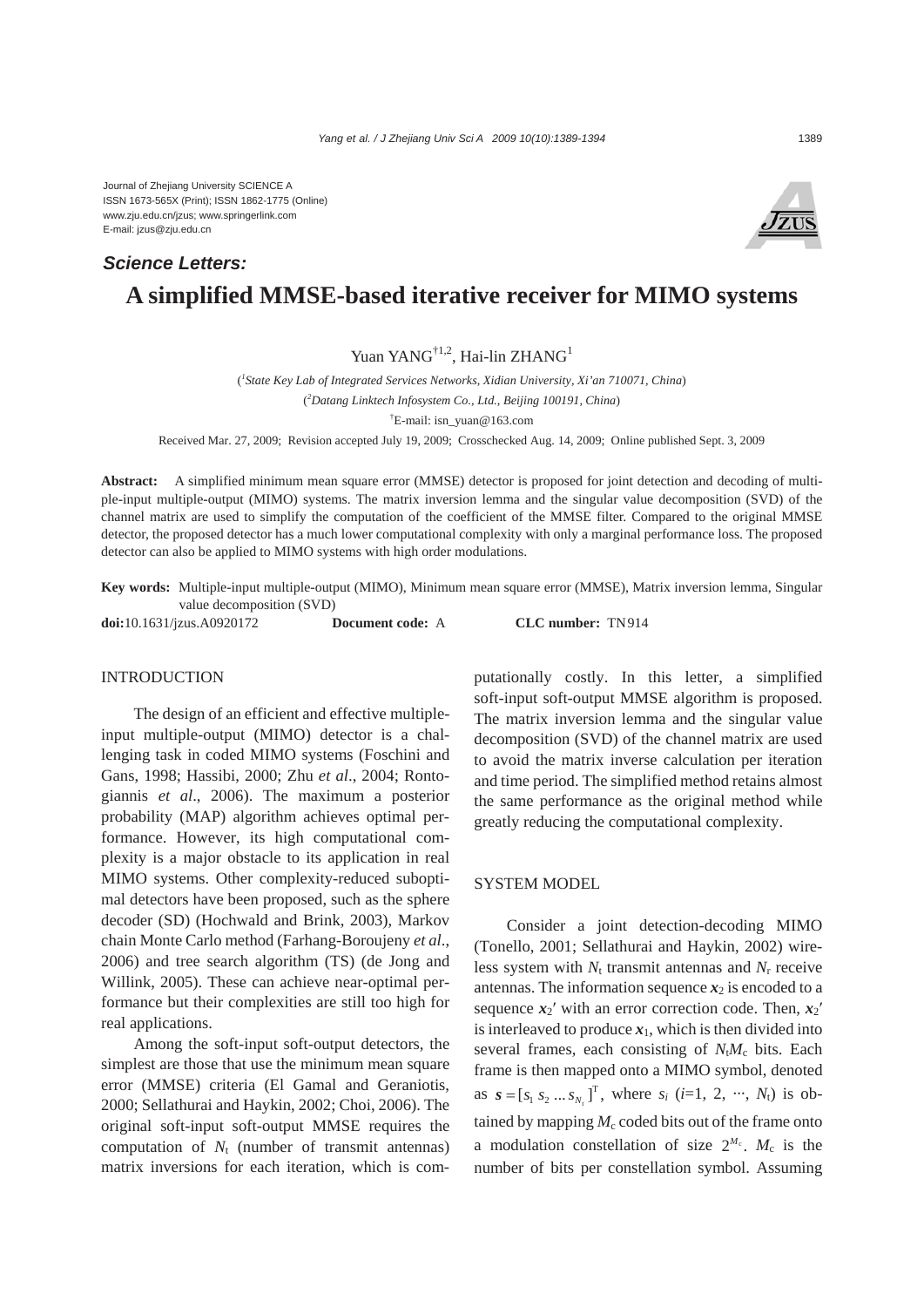Journal of Zhejiang University SCIENCE A
ISSN 1673-565X (Print); ISSN 1862-1775 (Online)
www.zju.edu.cn/jzus; www.springerlink.com
E-mail: jzus@zju.edu.cn

***Science Letters:***

# A simplified MMSE-based iterative receiver for MIMO systems

Yuan YANG[†1,2], Hai-lin ZHANG[1]

([1]*State Key Lab of Integrated Services Networks, Xidian University, Xi'an 710071, China*)

([2]*Datang Linktech Infosystem Co., Ltd., Beijing 100191, China*)

[†]E-mail: isn_yuan@163.com

Received Mar. 27, 2009; Revision accepted July 19, 2009; Crosschecked Aug. 14, 2009; Online published Sept. 3, 2009

**Abstract:** A simplified minimum mean square error (MMSE) detector is proposed for joint detection and decoding of multiple-input multiple-output (MIMO) systems. The matrix inversion lemma and the singular value decomposition (SVD) of the channel matrix are used to simplify the computation of the coefficient of the MMSE filter. Compared to the original MMSE detector, the proposed detector has a much lower computational complexity with only a marginal performance loss. The proposed detector can also be applied to MIMO systems with high order modulations.

**Key words:** Multiple-input multiple-output (MIMO), Minimum mean square error (MMSE), Matrix inversion lemma, Singular value decomposition (SVD)

**doi:**10.1631/jzus.A0920172 **Document code:** A **CLC number:** TN914

## INTRODUCTION

The design of an efficient and effective multiple-input multiple-output (MIMO) detector is a challenging task in coded MIMO systems (Foschini and Gans, 1998; Hassibi, 2000; Zhu *et al*., 2004; Rontogiannis *et al*., 2006). The maximum a posterior probability (MAP) algorithm achieves optimal performance. However, its high computational complexity is a major obstacle to its application in real MIMO systems. Other complexity-reduced suboptimal detectors have been proposed, such as the sphere decoder (SD) (Hochwald and Brink, 2003), Markov chain Monte Carlo method (Farhang-Boroujeny *et al*., 2006) and tree search algorithm (TS) (de Jong and Willink, 2005). These can achieve near-optimal performance but their complexities are still too high for real applications.

Among the soft-input soft-output detectors, the simplest are those that use the minimum mean square error (MMSE) criteria (El Gamal and Geraniotis, 2000; Sellathurai and Haykin, 2002; Choi, 2006). The original soft-input soft-output MMSE requires the computation of $N_t$ (number of transmit antennas) matrix inversions for each iteration, which is computationally costly. In this letter, a simplified soft-input soft-output MMSE algorithm is proposed. The matrix inversion lemma and the singular value decomposition (SVD) of the channel matrix are used to avoid the matrix inverse calculation per iteration and time period. The simplified method retains almost the same performance as the original method while greatly reducing the computational complexity.

## SYSTEM MODEL

Consider a joint detection-decoding MIMO (Tonello, 2001; Sellathurai and Haykin, 2002) wireless system with $N_t$ transmit antennas and $N_r$ receive antennas. The information sequence $\boldsymbol{x}_2$ is encoded to a sequence $\boldsymbol{x}_2'$ with an error correction code. Then, $\boldsymbol{x}_2'$ is interleaved to produce $\boldsymbol{x}_1$, which is then divided into several frames, each consisting of $N_t M_c$ bits. Each frame is then mapped onto a MIMO symbol, denoted as $\boldsymbol{s}=[s_1\ s_2\ ...\ s_{N_t}]^{\mathrm{T}}$, where $s_i$ ($i$=1, 2, ···, $N_t$) is obtained by mapping $M_c$ coded bits out of the frame onto a modulation constellation of size $2^{M_c}$. $M_c$ is the number of bits per constellation symbol. Assuming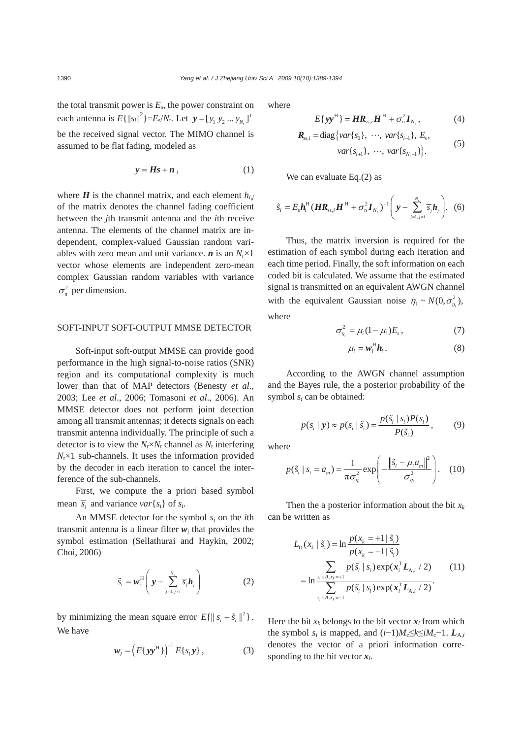the total transmit power is $E_s$, the power constraint on each antenna is $E\{\|s_i\|^2\}=E_s/N_t$. Let $\boldsymbol{y}=[y_1\ y_2\ ...\ y_{N_r}]^{\mathrm{T}}$ be the received signal vector. The MIMO channel is assumed to be flat fading, modeled as

$$\boldsymbol{y} = \boldsymbol{Hs} + \boldsymbol{n}, \tag{1}$$

where $\boldsymbol{H}$ is the channel matrix, and each element $h_{i,j}$ of the matrix denotes the channel fading coefficient between the $j$th transmit antenna and the $i$th receive antenna. The elements of the channel matrix are independent, complex-valued Gaussian random variables with zero mean and unit variance. $\boldsymbol{n}$ is an $N_r\times1$ vector whose elements are independent zero-mean complex Gaussian random variables with variance $\sigma_n^2$ per dimension.

## SOFT-INPUT SOFT-OUTPUT MMSE DETECTOR

Soft-input soft-output MMSE can provide good performance in the high signal-to-noise ratios (SNR) region and its computational complexity is much lower than that of MAP detectors (Benesty *et al*., 2003; Lee *et al*., 2006; Tomasoni *et al*., 2006). An MMSE detector does not perform joint detection among all transmit antennas; it detects signals on each transmit antenna individually. The principle of such a detector is to view the $N_r\times N_t$ channel as $N_t$ interfering $N_r\times1$ sub-channels. It uses the information provided by the decoder in each iteration to cancel the interference of the sub-channels.

First, we compute the a priori based symbol mean $\overline{s}_i$ and variance $var\{s_i\}$ of $s_i$.

An MMSE detector for the symbol $s_i$ on the $i$th transmit antenna is a linear filter $\boldsymbol{w}_i$ that provides the symbol estimation (Sellathurai and Haykin, 2002; Choi, 2006)

$$\tilde{s}_i = \boldsymbol{w}_i^{\mathrm{H}}\left(\boldsymbol{y} - \sum_{j=1,\,j\neq i}^{N_t} \overline{s}_j \boldsymbol{h}_j\right) \tag{2}$$

by minimizing the mean square error $E\{\|s_i-\tilde{s}_i\|^2\}$. We have

$$\boldsymbol{w}_i = \left(E\{\boldsymbol{y}\boldsymbol{y}^{\mathrm{H}}\}\right)^{-1} E\{s_i\boldsymbol{y}\}, \tag{3}$$

where

$$E\{\boldsymbol{y}\boldsymbol{y}^{\mathrm{H}}\} = \boldsymbol{H}\boldsymbol{R}_{\mathrm{ss},i}\boldsymbol{H}^{\mathrm{H}} + \sigma_n^2\boldsymbol{I}_{N_r}, \tag{4}$$

$$\boldsymbol{R}_{\mathrm{ss},i} = \mathrm{diag}\{var\{s_0\},\ \cdots,\ var\{s_{i-1}\},\ E_s,\ var\{s_{i+1}\},\ \cdots,\ var\{s_{N_t-1}\}\}. \tag{5}$$

We can evaluate Eq.(2) as

$$\tilde{s}_i = E_s\boldsymbol{h}_i^{\mathrm{H}}(\boldsymbol{H}\boldsymbol{R}_{\mathrm{ss},i}\boldsymbol{H}^{\mathrm{H}} + \sigma_n^2\boldsymbol{I}_{N_r})^{-1}\left(\boldsymbol{y} - \sum_{j=1,\,j\neq i}^{N_t}\overline{s}_j\boldsymbol{h}_j\right). \tag{6}$$

Thus, the matrix inversion is required for the estimation of each symbol during each iteration and each time period. Finally, the soft information on each coded bit is calculated. We assume that the estimated signal is transmitted on an equivalent AWGN channel with the equivalent Gaussian noise $\eta_i \sim N(0,\sigma_{\eta_i}^2)$, where

$$\sigma_{\eta_i}^2 = \mu_i(1-\mu_i)E_s, \tag{7}$$

$$\mu_i = \boldsymbol{w}_i^{\mathrm{H}}\boldsymbol{h}_i. \tag{8}$$

According to the AWGN channel assumption and the Bayes rule, the a posterior probability of the symbol $s_i$ can be obtained:

$$p(s_i\mid\boldsymbol{y}) \approx p(s_i\mid\tilde{s}_i) = \frac{p(\tilde{s}_i\mid s_i)P(s_i)}{P(\tilde{s}_i)}, \tag{9}$$

where

$$p(\tilde{s}_i\mid s_i=a_m) = \frac{1}{\pi\sigma_{\eta_i}^2}\exp\left(-\frac{\left\|\tilde{s}_i-\mu_i a_m\right\|^2}{\sigma_{\eta_i}^2}\right). \tag{10}$$

Then the a posterior information about the bit $x_k$ can be written as

$$L_{\mathrm{D}}(x_k\mid\tilde{s}_i) = \ln\frac{p(x_k=+1\mid\tilde{s}_i)}{p(x_k=-1\mid\tilde{s}_i)} = \ln\frac{\sum\limits_{s_i\in A,\,x_k=+1} p(\tilde{s}_i\mid s_i)\exp(\boldsymbol{x}_i^{\mathrm{T}}\boldsymbol{L}_{\mathrm{A},i}/2)}{\sum\limits_{s_i\in A,\,x_k=-1} p(\tilde{s}_i\mid s_i)\exp(\boldsymbol{x}_i^{\mathrm{T}}\boldsymbol{L}_{\mathrm{A},i}/2)}. \tag{11}$$

Here the bit $x_k$ belongs to the bit vector $\boldsymbol{x}_i$ from which the symbol $s_i$ is mapped, and $(i-1)M_c\leq k\leq iM_c-1$. $\boldsymbol{L}_{\mathrm{A},i}$ denotes the vector of a priori information corresponding to the bit vector $\boldsymbol{x}_i$.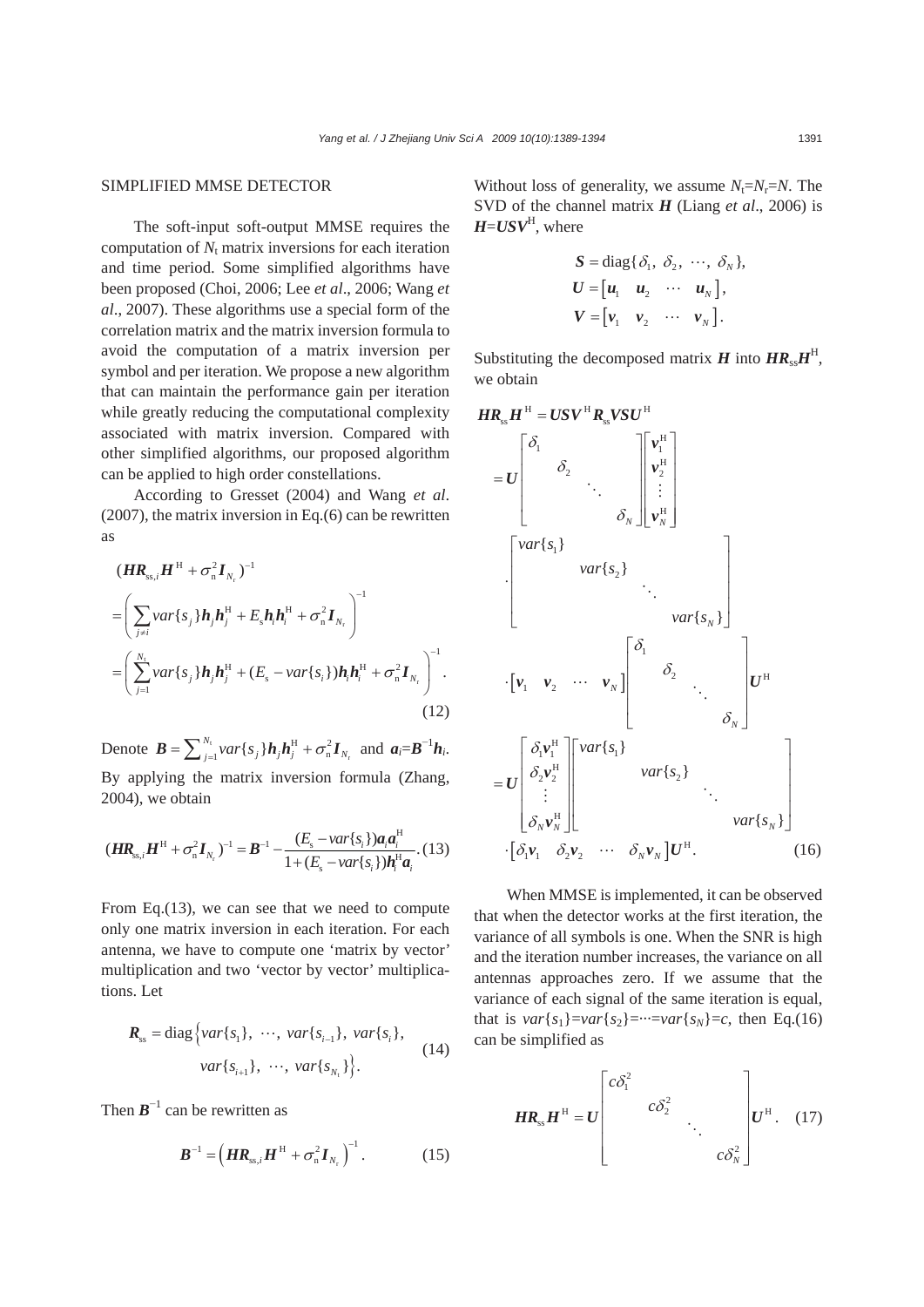## SIMPLIFIED MMSE DETECTOR

The soft-input soft-output MMSE requires the computation of $N_t$ matrix inversions for each iteration and time period. Some simplified algorithms have been proposed (Choi, 2006; Lee *et al*., 2006; Wang *et al*., 2007). These algorithms use a special form of the correlation matrix and the matrix inversion formula to avoid the computation of a matrix inversion per symbol and per iteration. We propose a new algorithm that can maintain the performance gain per iteration while greatly reducing the computational complexity associated with matrix inversion. Compared with other simplified algorithms, our proposed algorithm can be applied to high order constellations.

According to Gresset (2004) and Wang *et al*. (2007), the matrix inversion in Eq.(6) can be rewritten as

$$
\begin{aligned}
&(\boldsymbol{H}\boldsymbol{R}_{\mathrm{ss},i}\boldsymbol{H}^{\mathrm{H}}+\sigma_{\mathrm{n}}^{2}\boldsymbol{I}_{N_{\mathrm{r}}})^{-1} \\
&=\left(\sum_{j\neq i} var\{s_j\}\boldsymbol{h}_j\boldsymbol{h}_j^{\mathrm{H}}+E_{\mathrm{s}}\boldsymbol{h}_i\boldsymbol{h}_i^{\mathrm{H}}+\sigma_{\mathrm{n}}^{2}\boldsymbol{I}_{N_{\mathrm{r}}}\right)^{-1} \\
&=\left(\sum_{j=1}^{N_{\mathrm{t}}} var\{s_j\}\boldsymbol{h}_j\boldsymbol{h}_j^{\mathrm{H}}+(E_{\mathrm{s}}-var\{s_i\})\boldsymbol{h}_i\boldsymbol{h}_i^{\mathrm{H}}+\sigma_{\mathrm{n}}^{2}\boldsymbol{I}_{N_{\mathrm{r}}}\right)^{-1}.
\end{aligned}
\tag{12}
$$

Denote $\boldsymbol{B}=\sum_{j=1}^{N_{\mathrm{t}}} var\{s_j\}\boldsymbol{h}_j\boldsymbol{h}_j^{\mathrm{H}}+\sigma_{\mathrm{n}}^{2}\boldsymbol{I}_{N_{\mathrm{r}}}$ and $\boldsymbol{a}_i=\boldsymbol{B}^{-1}\boldsymbol{h}_i$. By applying the matrix inversion formula (Zhang, 2004), we obtain

$$
(\boldsymbol{H}\boldsymbol{R}_{\mathrm{ss},i}\boldsymbol{H}^{\mathrm{H}}+\sigma_{\mathrm{n}}^{2}\boldsymbol{I}_{N_{\mathrm{r}}})^{-1}=\boldsymbol{B}^{-1}-\frac{(E_{\mathrm{s}}-var\{s_i\})\boldsymbol{a}_i\boldsymbol{a}_i^{\mathrm{H}}}{1+(E_{\mathrm{s}}-var\{s_i\})\boldsymbol{h}_i^{\mathrm{H}}\boldsymbol{a}_i}. \tag{13}
$$

From Eq.(13), we can see that we need to compute only one matrix inversion in each iteration. For each antenna, we have to compute one 'matrix by vector' multiplication and two 'vector by vector' multiplications. Let

$$
\boldsymbol{R}_{\mathrm{ss}}=\mathrm{diag}\left\{var\{s_1\},\ \cdots,\ var\{s_{i-1}\},\ var\{s_i\},\ var\{s_{i+1}\},\ \cdots,\ var\{s_{N_{\mathrm{t}}}\}\right\}. \tag{14}
$$

Then $\boldsymbol{B}^{-1}$ can be rewritten as

$$
\boldsymbol{B}^{-1}=\left(\boldsymbol{H}\boldsymbol{R}_{\mathrm{ss},i}\boldsymbol{H}^{\mathrm{H}}+\sigma_{\mathrm{n}}^{2}\boldsymbol{I}_{N_{\mathrm{r}}}\right)^{-1}. \tag{15}
$$

Without loss of generality, we assume $N_{\mathrm{t}}=N_{\mathrm{r}}=N$. The SVD of the channel matrix $\boldsymbol{H}$ (Liang *et al*., 2006) is $\boldsymbol{H}=\boldsymbol{U}\boldsymbol{S}\boldsymbol{V}^{\mathrm{H}}$, where

$$
\begin{aligned}
\boldsymbol{S}&=\mathrm{diag}\{\delta_1,\ \delta_2,\ \cdots,\ \delta_N\},\\
\boldsymbol{U}&=\begin{bmatrix}\boldsymbol{u}_1 & \boldsymbol{u}_2 & \cdots & \boldsymbol{u}_N\end{bmatrix},\\
\boldsymbol{V}&=\begin{bmatrix}\boldsymbol{v}_1 & \boldsymbol{v}_2 & \cdots & \boldsymbol{v}_N\end{bmatrix}.
\end{aligned}
$$

Substituting the decomposed matrix $\boldsymbol{H}$ into $\boldsymbol{H}\boldsymbol{R}_{\mathrm{ss}}\boldsymbol{H}^{\mathrm{H}}$, we obtain

$$
\begin{aligned}
\boldsymbol{H}\boldsymbol{R}_{\mathrm{ss}}\boldsymbol{H}^{\mathrm{H}}&=\boldsymbol{U}\boldsymbol{S}\boldsymbol{V}^{\mathrm{H}}\boldsymbol{R}_{\mathrm{ss}}\boldsymbol{V}\boldsymbol{S}\boldsymbol{U}^{\mathrm{H}}\\
&=\boldsymbol{U}\begin{bmatrix}\delta_1 & & & \\ & \delta_2 & & \\ & & \ddots & \\ & & & \delta_N\end{bmatrix}\begin{bmatrix}\boldsymbol{v}_1^{\mathrm{H}}\\ \boldsymbol{v}_2^{\mathrm{H}}\\ \vdots\\ \boldsymbol{v}_N^{\mathrm{H}}\end{bmatrix}
\cdot\begin{bmatrix}var\{s_1\} & & & \\ & var\{s_2\} & & \\ & & \ddots & \\ & & & var\{s_N\}\end{bmatrix}\\
&\quad\cdot\begin{bmatrix}\boldsymbol{v}_1 & \boldsymbol{v}_2 & \cdots & \boldsymbol{v}_N\end{bmatrix}\begin{bmatrix}\delta_1 & & & \\ & \delta_2 & & \\ & & \ddots & \\ & & & \delta_N\end{bmatrix}\boldsymbol{U}^{\mathrm{H}}\\
&=\boldsymbol{U}\begin{bmatrix}\delta_1\boldsymbol{v}_1^{\mathrm{H}}\\ \delta_2\boldsymbol{v}_2^{\mathrm{H}}\\ \vdots\\ \delta_N\boldsymbol{v}_N^{\mathrm{H}}\end{bmatrix}\begin{bmatrix}var\{s_1\} & & & \\ & var\{s_2\} & & \\ & & \ddots & \\ & & & var\{s_N\}\end{bmatrix}\\
&\quad\cdot\begin{bmatrix}\delta_1\boldsymbol{v}_1 & \delta_2\boldsymbol{v}_2 & \cdots & \delta_N\boldsymbol{v}_N\end{bmatrix}\boldsymbol{U}^{\mathrm{H}}.
\end{aligned}
\tag{16}
$$

When MMSE is implemented, it can be observed that when the detector works at the first iteration, the variance of all symbols is one. When the SNR is high and the iteration number increases, the variance on all antennas approaches zero. If we assume that the variance of each signal of the same iteration is equal, that is $var\{s_1\}=var\{s_2\}=\cdots=var\{s_N\}=c$, then Eq.(16) can be simplified as

$$
\boldsymbol{H}\boldsymbol{R}_{\mathrm{ss}}\boldsymbol{H}^{\mathrm{H}}=\boldsymbol{U}\begin{bmatrix}c\delta_1^2 & & & \\ & c\delta_2^2 & & \\ & & \ddots & \\ & & & c\delta_N^2\end{bmatrix}\boldsymbol{U}^{\mathrm{H}}. \tag{17}
$$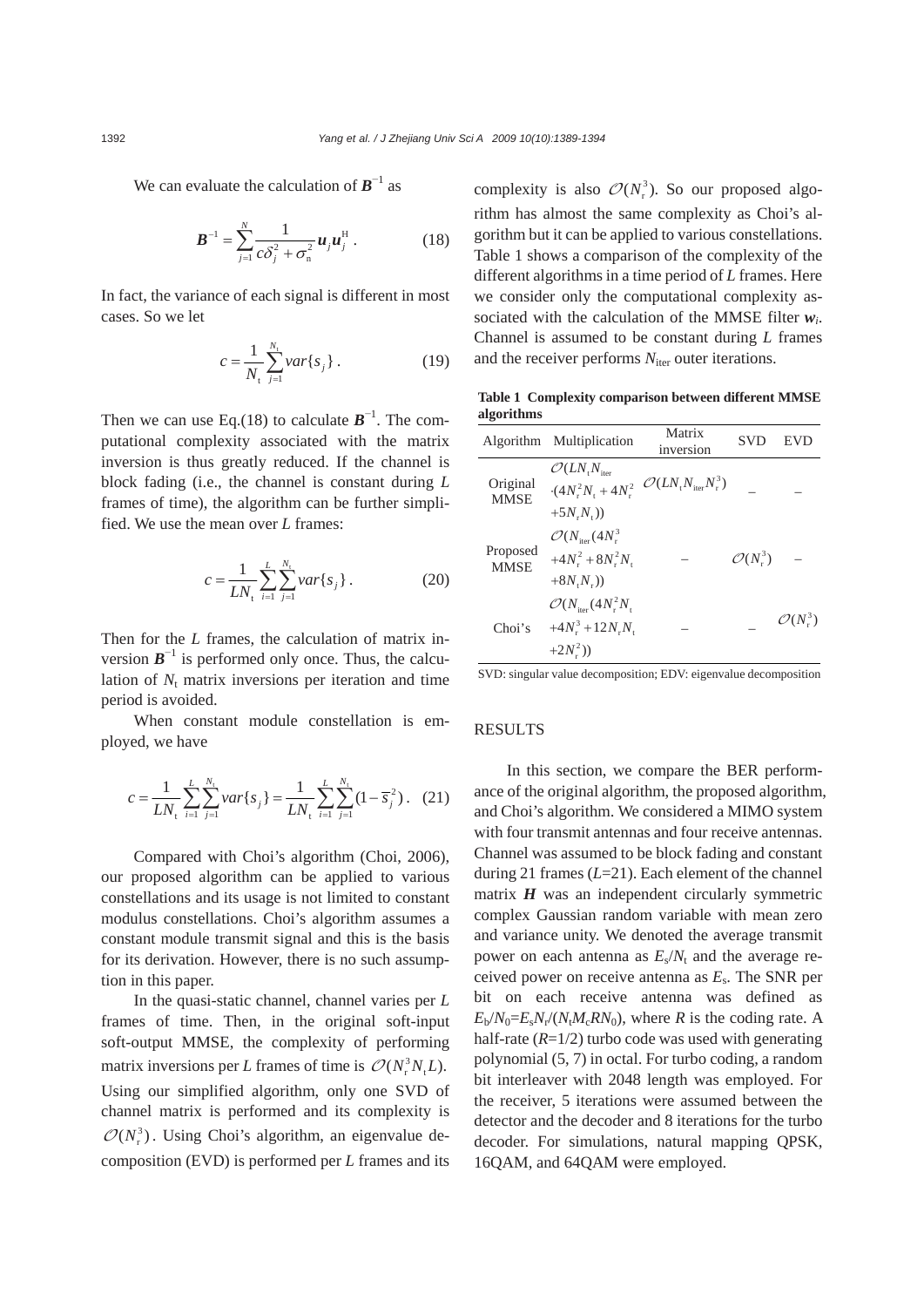We can evaluate the calculation of $\boldsymbol{B}^{-1}$ as

$$\boldsymbol{B}^{-1}=\sum_{j=1}^{N}\frac{1}{c\delta_j^2+\sigma_{\mathrm{n}}^2}\boldsymbol{u}_j\boldsymbol{u}_j^{\mathrm{H}}\ . \tag{18}$$

In fact, the variance of each signal is different in most cases. So we let

$$c=\frac{1}{N_{\mathrm{t}}}\sum_{j=1}^{N_{\mathrm{t}}}var\{s_j\}\ . \tag{19}$$

Then we can use Eq.(18) to calculate $\boldsymbol{B}^{-1}$. The computational complexity associated with the matrix inversion is thus greatly reduced. If the channel is block fading (i.e., the channel is constant during $L$ frames of time), the algorithm can be further simplified. We use the mean over $L$ frames:

$$c=\frac{1}{LN_{\mathrm{t}}}\sum_{i=1}^{L}\sum_{j=1}^{N_{\mathrm{t}}}var\{s_j\}\ . \tag{20}$$

Then for the $L$ frames, the calculation of matrix inversion $\boldsymbol{B}^{-1}$ is performed only once. Thus, the calculation of $N_{\mathrm{t}}$ matrix inversions per iteration and time period is avoided.

When constant module constellation is employed, we have

$$c=\frac{1}{LN_{\mathrm{t}}}\sum_{i=1}^{L}\sum_{j=1}^{N_{\mathrm{t}}}var\{s_j\}=\frac{1}{LN_{\mathrm{t}}}\sum_{i=1}^{L}\sum_{j=1}^{N_{\mathrm{t}}}(1-\overline{s}_j^2)\ . \tag{21}$$

Compared with Choi's algorithm (Choi, 2006), our proposed algorithm can be applied to various constellations and its usage is not limited to constant modulus constellations. Choi's algorithm assumes a constant module transmit signal and this is the basis for its derivation. However, there is no such assumption in this paper.

In the quasi-static channel, channel varies per $L$ frames of time. Then, in the original soft-input soft-output MMSE, the complexity of performing matrix inversions per $L$ frames of time is $\mathcal{O}(N_{\mathrm{r}}^3N_{\mathrm{t}}L)$. Using our simplified algorithm, only one SVD of channel matrix is performed and its complexity is $\mathcal{O}(N_{\mathrm{r}}^3)$. Using Choi's algorithm, an eigenvalue decomposition (EVD) is performed per $L$ frames and its complexity is also $\mathcal{O}(N_{\mathrm{r}}^3)$. So our proposed algorithm has almost the same complexity as Choi's algorithm but it can be applied to various constellations. Table 1 shows a comparison of the complexity of the different algorithms in a time period of $L$ frames. Here we consider only the computational complexity associated with the calculation of the MMSE filter $\boldsymbol{w}_i$. Channel is assumed to be constant during $L$ frames and the receiver performs $N_{\mathrm{iter}}$ outer iterations.

**Table 1 Complexity comparison between different MMSE algorithms**

| Algorithm | Multiplication | Matrix inversion | SVD | EVD |
|---|---|---|---|---|
| Original MMSE | $\mathcal{O}(LN_{\mathrm{t}}N_{\mathrm{iter}}\cdot(4N_{\mathrm{r}}^2N_{\mathrm{t}}+4N_{\mathrm{r}}^2+5N_{\mathrm{r}}N_{\mathrm{t}}))$ | $\mathcal{O}(LN_{\mathrm{t}}N_{\mathrm{iter}}N_{\mathrm{r}}^3)$ | – | – |
| Proposed MMSE | $\mathcal{O}(N_{\mathrm{iter}}(4N_{\mathrm{r}}^3+4N_{\mathrm{r}}^2+8N_{\mathrm{r}}^2N_{\mathrm{t}}+8N_{\mathrm{t}}N_{\mathrm{r}}))$ | – | $\mathcal{O}(N_{\mathrm{r}}^3)$ | – |
| Choi's | $\mathcal{O}(N_{\mathrm{iter}}(4N_{\mathrm{r}}^2N_{\mathrm{t}}+4N_{\mathrm{r}}^3+12N_{\mathrm{r}}N_{\mathrm{t}}+2N_{\mathrm{r}}^2))$ | – | – | $\mathcal{O}(N_{\mathrm{r}}^3)$ |

SVD: singular value decomposition; EDV: eigenvalue decomposition

## RESULTS

In this section, we compare the BER performance of the original algorithm, the proposed algorithm, and Choi's algorithm. We considered a MIMO system with four transmit antennas and four receive antennas. Channel was assumed to be block fading and constant during 21 frames ($L$=21). Each element of the channel matrix $\boldsymbol{H}$ was an independent circularly symmetric complex Gaussian random variable with mean zero and variance unity. We denoted the average transmit power on each antenna as $E_{\mathrm{s}}/N_{\mathrm{t}}$ and the average received power on receive antenna as $E_{\mathrm{s}}$. The SNR per bit on each receive antenna was defined as $E_{\mathrm{b}}/N_0=E_{\mathrm{s}}N_{\mathrm{r}}/(N_{\mathrm{t}}M_{\mathrm{c}}RN_0)$, where $R$ is the coding rate. A half-rate ($R$=1/2) turbo code was used with generating polynomial (5, 7) in octal. For turbo coding, a random bit interleaver with 2048 length was employed. For the receiver, 5 iterations were assumed between the detector and the decoder and 8 iterations for the turbo decoder. For simulations, natural mapping QPSK, 16QAM, and 64QAM were employed.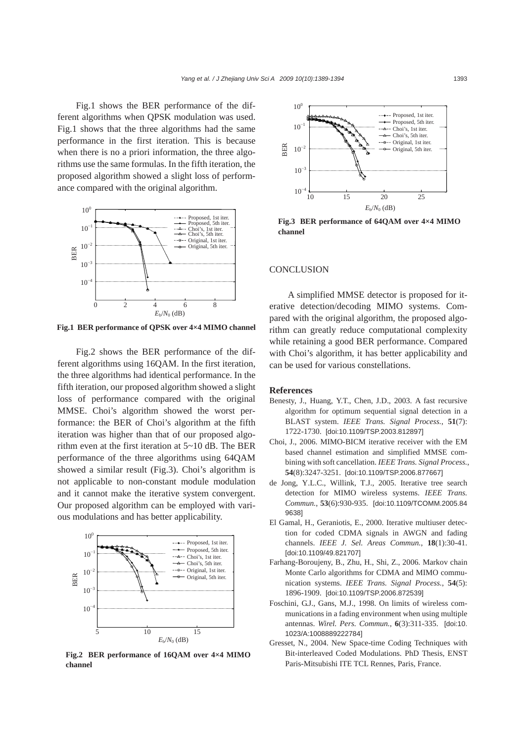Fig.1 shows the BER performance of the different algorithms when QPSK modulation was used. Fig.1 shows that the three algorithms had the same performance in the first iteration. This is because when there is no a priori information, the three algorithms use the same formulas. In the fifth iteration, the proposed algorithm showed a slight loss of performance compared with the original algorithm.

**Fig.1 BER performance of QPSK over 4×4 MIMO channel**

Fig.2 shows the BER performance of the different algorithms using 16QAM. In the first iteration, the three algorithms had identical performance. In the fifth iteration, our proposed algorithm showed a slight loss of performance compared with the original MMSE. Choi's algorithm showed the worst performance: the BER of Choi's algorithm at the fifth iteration was higher than that of our proposed algorithm even at the first iteration at 5~10 dB. The BER performance of the three algorithms using 64QAM showed a similar result (Fig.3). Choi's algorithm is not applicable to non-constant module modulation and it cannot make the iterative system convergent. Our proposed algorithm can be employed with various modulations and has better applicability.

**Fig.2 BER performance of 16QAM over 4×4 MIMO channel**

**Fig.3 BER performance of 64QAM over 4×4 MIMO channel**

## CONCLUSION

A simplified MMSE detector is proposed for iterative detection/decoding MIMO systems. Compared with the original algorithm, the proposed algorithm can greatly reduce computational complexity while retaining a good BER performance. Compared with Choi's algorithm, it has better applicability and can be used for various constellations.

### References

Benesty, J., Huang, Y.T., Chen, J.D., 2003. A fast recursive algorithm for optimum sequential signal detection in a BLAST system. *IEEE Trans. Signal Process.*, **51**(7): 1722-1730. [doi:10.1109/TSP.2003.812897]

Choi, J., 2006. MIMO-BICM iterative receiver with the EM based channel estimation and simplified MMSE combining with soft cancellation. *IEEE Trans. Signal Process.*, **54**(8):3247-3251. [doi:10.1109/TSP.2006.877667]

de Jong, Y.L.C., Willink, T.J., 2005. Iterative tree search detection for MIMO wireless systems. *IEEE Trans. Commun.*, **53**(6):930-935. [doi:10.1109/TCOMM.2005.849638]

El Gamal, H., Geraniotis, E., 2000. Iterative multiuser detection for coded CDMA signals in AWGN and fading channels. *IEEE J. Sel. Areas Commun.*, **18**(1):30-41. [doi:10.1109/49.821707]

Farhang-Boroujeny, B., Zhu, H., Shi, Z., 2006. Markov chain Monte Carlo algorithms for CDMA and MIMO communication systems. *IEEE Trans. Signal Process.*, **54**(5): 1896-1909. [doi:10.1109/TSP.2006.872539]

Foschini, G.J., Gans, M.J., 1998. On limits of wireless communications in a fading environment when using multiple antennas. *Wirel. Pers. Commun.*, **6**(3):311-335. [doi:10.1023/A:1008889222784]

Gresset, N., 2004. New Space-time Coding Techniques with Bit-interleaved Coded Modulations. PhD Thesis, ENST Paris-Mitsubishi ITE TCL Rennes, Paris, France.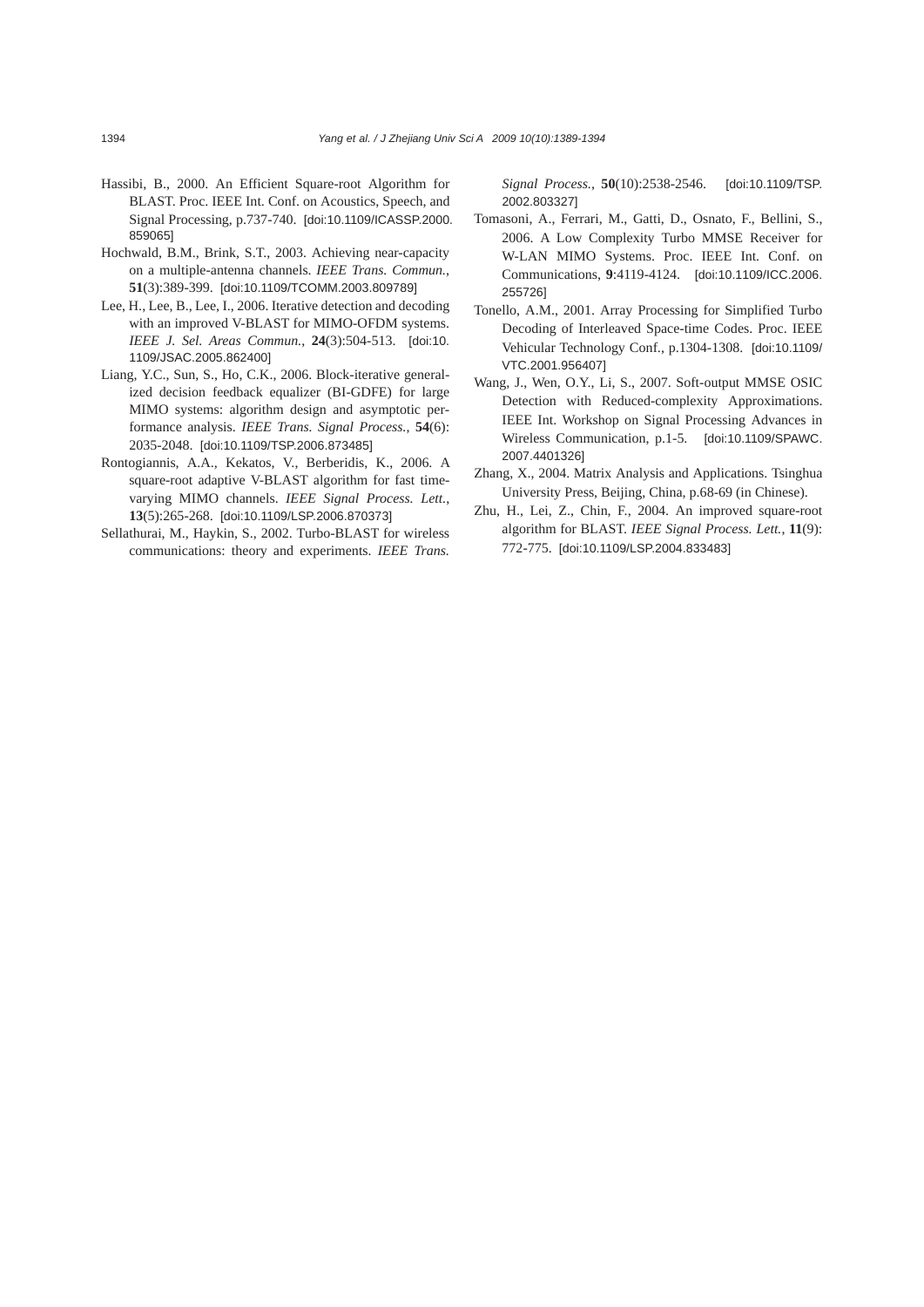Hassibi, B., 2000. An Efficient Square-root Algorithm for BLAST. Proc. IEEE Int. Conf. on Acoustics, Speech, and Signal Processing, p.737-740. [doi:10.1109/ICASSP.2000.859065]

Hochwald, B.M., Brink, S.T., 2003. Achieving near-capacity on a multiple-antenna channels. *IEEE Trans. Commun.*, **51**(3):389-399. [doi:10.1109/TCOMM.2003.809789]

Lee, H., Lee, B., Lee, I., 2006. Iterative detection and decoding with an improved V-BLAST for MIMO-OFDM systems. *IEEE J. Sel. Areas Commun.*, **24**(3):504-513. [doi:10.1109/JSAC.2005.862400]

Liang, Y.C., Sun, S., Ho, C.K., 2006. Block-iterative generalized decision feedback equalizer (BI-GDFE) for large MIMO systems: algorithm design and asymptotic performance analysis. *IEEE Trans. Signal Process.*, **54**(6): 2035-2048. [doi:10.1109/TSP.2006.873485]

Rontogiannis, A.A., Kekatos, V., Berberidis, K., 2006. A square-root adaptive V-BLAST algorithm for fast time-varying MIMO channels. *IEEE Signal Process. Lett.*, **13**(5):265-268. [doi:10.1109/LSP.2006.870373]

Sellathurai, M., Haykin, S., 2002. Turbo-BLAST for wireless communications: theory and experiments. *IEEE Trans. Signal Process.*, **50**(10):2538-2546. [doi:10.1109/TSP.2002.803327]

Tomasoni, A., Ferrari, M., Gatti, D., Osnato, F., Bellini, S., 2006. A Low Complexity Turbo MMSE Receiver for W-LAN MIMO Systems. Proc. IEEE Int. Conf. on Communications, **9**:4119-4124. [doi:10.1109/ICC.2006.255726]

Tonello, A.M., 2001. Array Processing for Simplified Turbo Decoding of Interleaved Space-time Codes. Proc. IEEE Vehicular Technology Conf., p.1304-1308. [doi:10.1109/VTC.2001.956407]

Wang, J., Wen, O.Y., Li, S., 2007. Soft-output MMSE OSIC Detection with Reduced-complexity Approximations. IEEE Int. Workshop on Signal Processing Advances in Wireless Communication, p.1-5. [doi:10.1109/SPAWC.2007.4401326]

Zhang, X., 2004. Matrix Analysis and Applications. Tsinghua University Press, Beijing, China, p.68-69 (in Chinese).

Zhu, H., Lei, Z., Chin, F., 2004. An improved square-root algorithm for BLAST. *IEEE Signal Process. Lett.*, **11**(9): 772-775. [doi:10.1109/LSP.2004.833483]